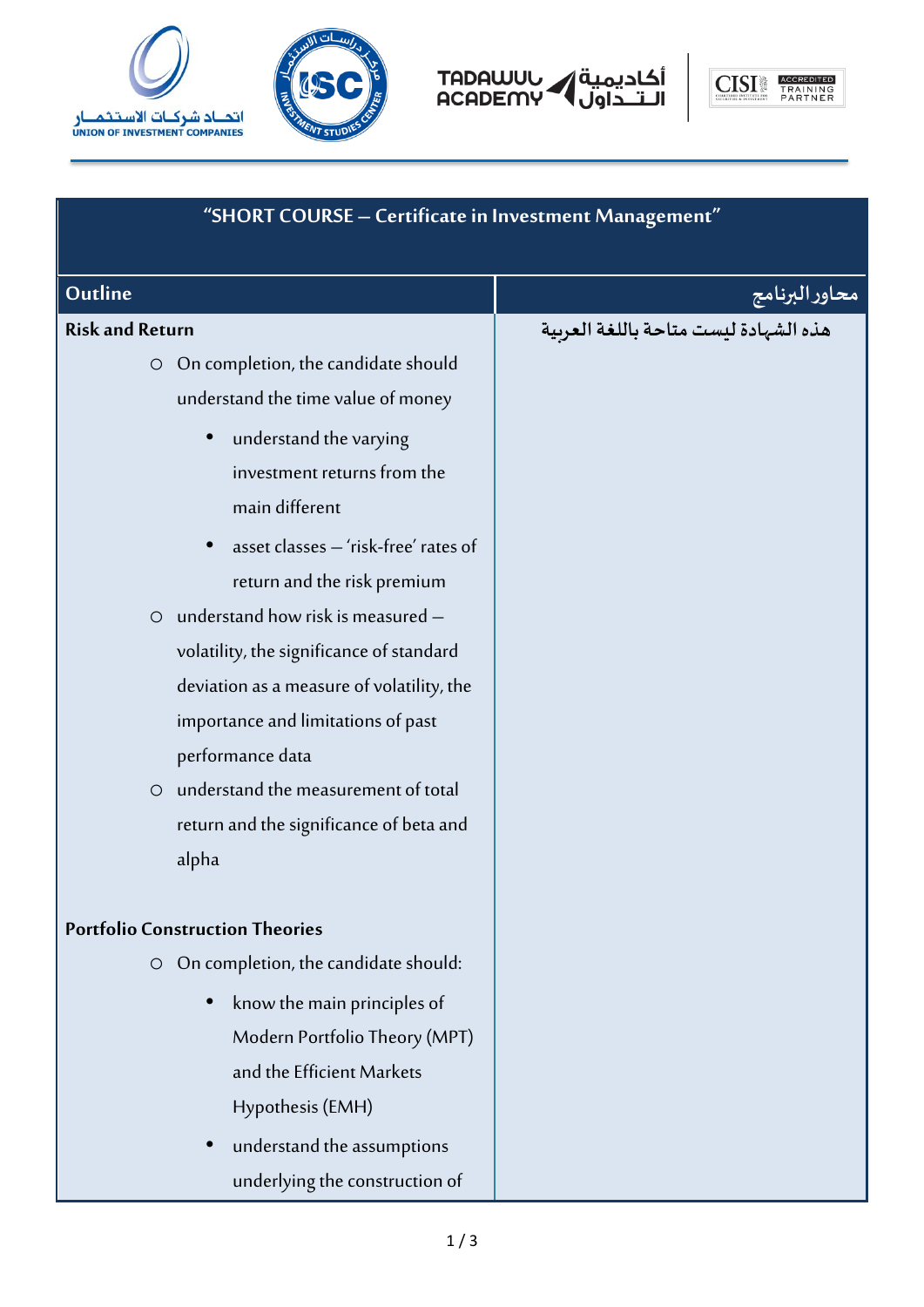# "SHORT COURSE – Certificate in Investment Management"

| Outline | محاور البرنامج |
|---|---|
| **Risk and Return**<br>○ On completion, the candidate should understand the time value of money<br>• understand the varying investment returns from the main different<br>• asset classes – 'risk-free' rates of return and the risk premium<br>○ understand how risk is measured – volatility, the significance of standard deviation as a measure of volatility, the importance and limitations of past performance data<br>○ understand the measurement of total return and the significance of beta and alpha<br><br>**Portfolio Construction Theories**<br>○ On completion, the candidate should:<br>• know the main principles of Modern Portfolio Theory (MPT) and the Efficient Markets Hypothesis (EMH)<br>• understand the assumptions underlying the construction of | هذه الشهادة ليست متاحة باللغة العربية |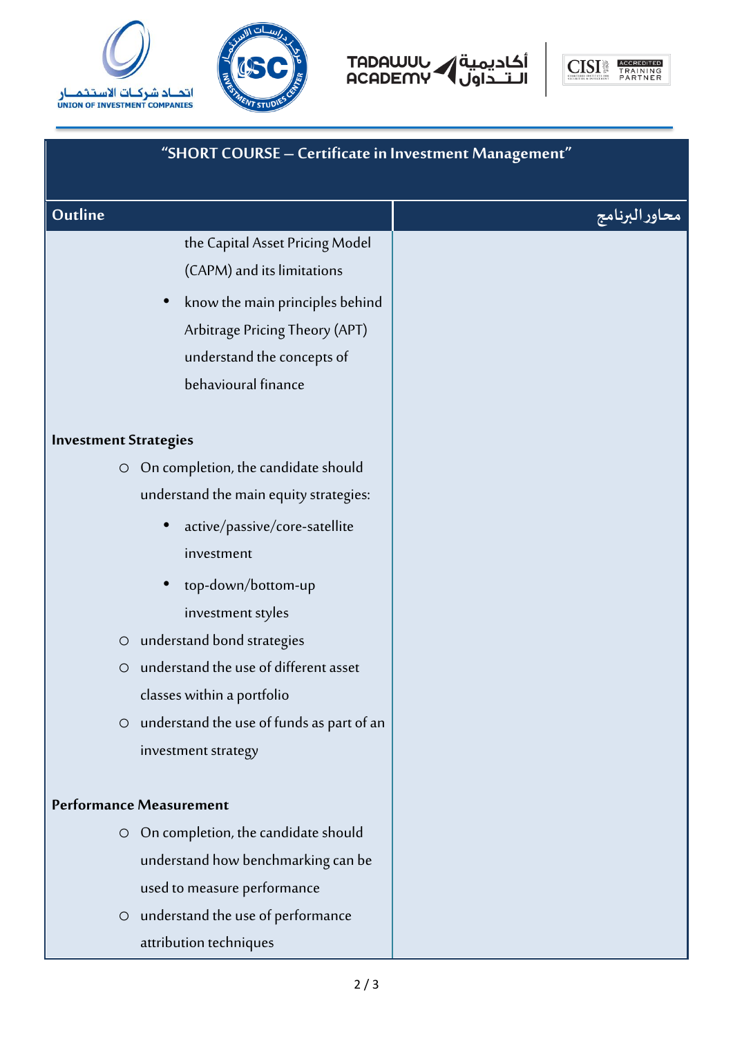## "SHORT COURSE – Certificate in Investment Management"

| Outline | محاور البرنامج |
|---|---|
| the Capital Asset Pricing Model (CAPM) and its limitations<br>• know the main principles behind Arbitrage Pricing Theory (APT) understand the concepts of behavioural finance<br><br>**Investment Strategies**<br>○ On completion, the candidate should understand the main equity strategies:<br>• active/passive/core-satellite investment<br>• top-down/bottom-up investment styles<br>○ understand bond strategies<br>○ understand the use of different asset classes within a portfolio<br>○ understand the use of funds as part of an investment strategy<br><br>**Performance Measurement**<br>○ On completion, the candidate should understand how benchmarking can be used to measure performance<br>○ understand the use of performance attribution techniques | |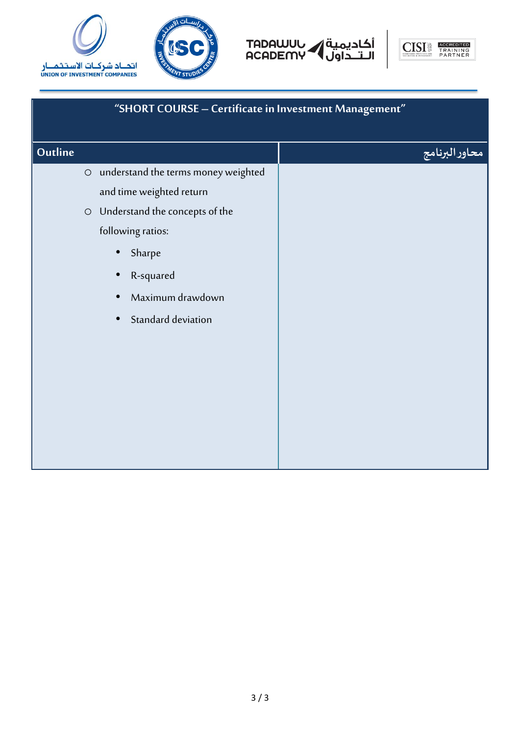## "SHORT COURSE – Certificate in Investment Management"

| Outline | محاور البرنامج |
| --- | --- |
| ○ understand the terms money weighted and time weighted return<br>○ Understand the concepts of the following ratios:<br>• Sharpe<br>• R-squared<br>• Maximum drawdown<br>• Standard deviation | |